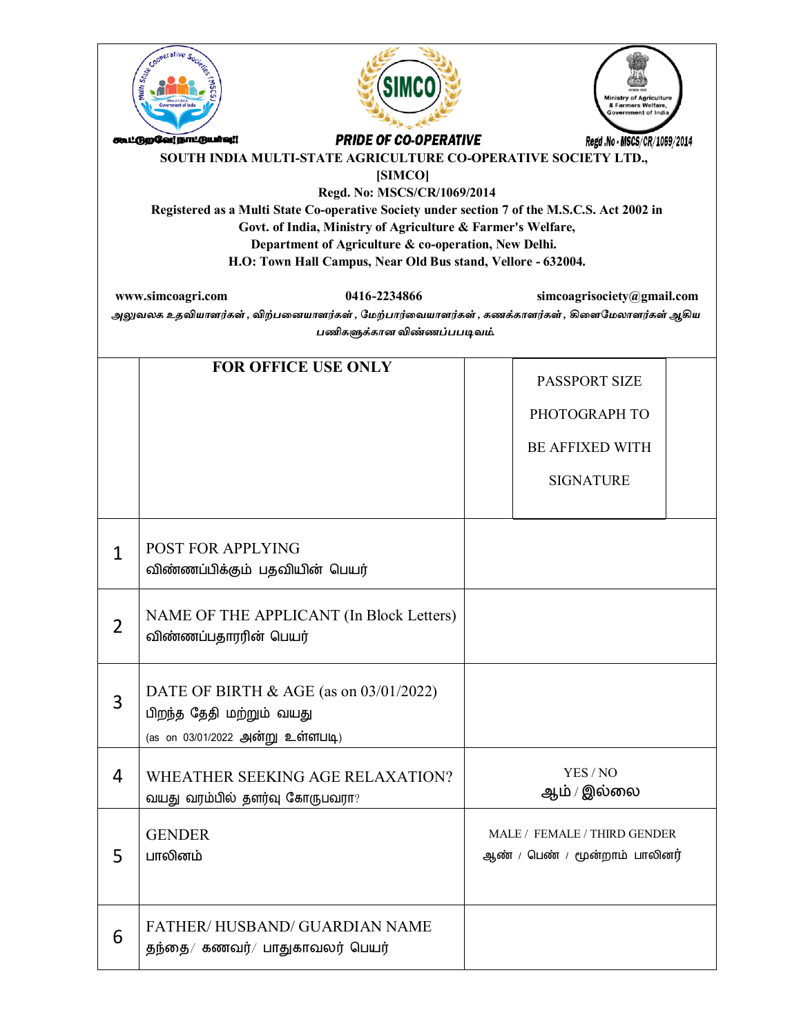கூட்டுறவே! நாட்டுயர்வு!

**PRIDE OF CO-OPERATIVE**

Regd .No - MSCS/CR/1069/2014

**SOUTH INDIA MULTI-STATE AGRICULTURE CO-OPERATIVE SOCIETY LTD.,**
**[SIMCO]**
**Regd. No: MSCS/CR/1069/2014**
**Registered as a Multi State Co-operative Society under section 7 of the M.S.C.S. Act 2002 in Govt. of India, Ministry of Agriculture & Farmer's Welfare, Department of Agriculture & co-operation, New Delhi.**
**H.O: Town Hall Campus, Near Old Bus stand, Vellore - 632004.**

**www.simcoagri.com** **0416-2234866** **simcoagrisociety@gmail.com**

*அலுவலக உதவியாளர்கள், விற்பனையாளர்கள், மேற்பார்வையாளர்கள், கணக்காளர்கள், கிளைமேலாளர்கள் ஆகிய பணிகளுக்கான விண்ணப்பபடிவம்*

| | **FOR OFFICE USE ONLY** | PASSPORT SIZE PHOTOGRAPH TO BE AFFIXED WITH SIGNATURE |
|---|---|---|
| 1 | POST FOR APPLYING<br>விண்ணப்பிக்கும் பதவியின் பெயர் | |
| 2 | NAME OF THE APPLICANT (In Block Letters)<br>விண்ணப்பதாரரின் பெயர் | |
| 3 | DATE OF BIRTH & AGE (as on 03/01/2022)<br>பிறந்த தேதி மற்றும் வயது<br>(as on 03/01/2022 அன்று உள்ளபடி) | |
| 4 | WHEATHER SEEKING AGE RELAXATION?<br>வயது வரம்பில் தளர்வு கோருபவரா? | YES / NO<br>ஆம் / இல்லை |
| 5 | GENDER<br>பாலினம் | MALE / FEMALE / THIRD GENDER<br>ஆண் / பெண் / மூன்றாம் பாலினர் |
| 6 | FATHER/ HUSBAND/ GUARDIAN NAME<br>தந்தை/ கணவர்/ பாதுகாவலர் பெயர் | |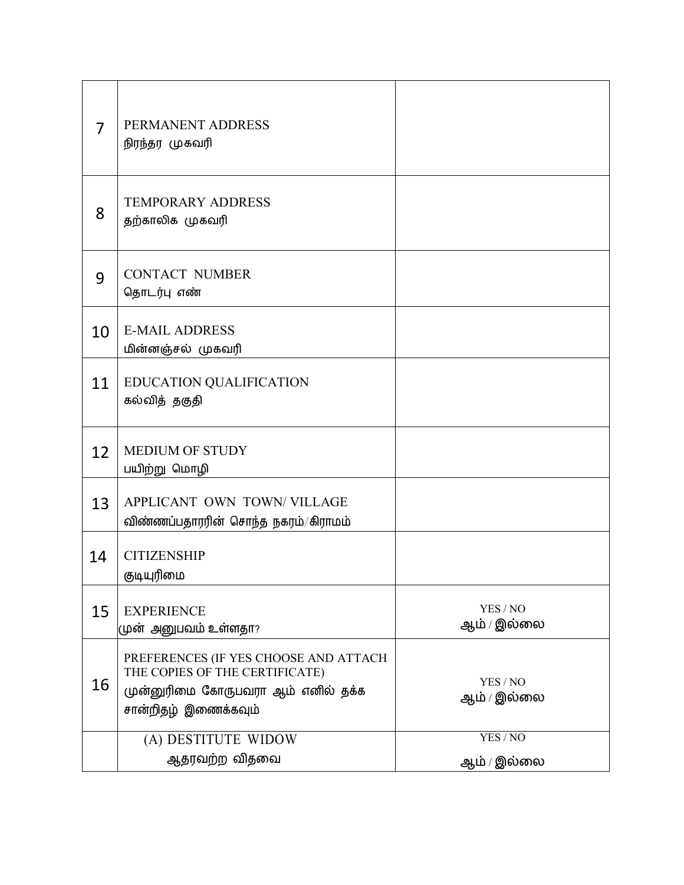| | | |
|---|---|---|
| 7 | PERMANENT ADDRESS<br>நிரந்தர முகவரி | |
| 8 | TEMPORARY ADDRESS<br>தற்காலிக முகவரி | |
| 9 | CONTACT NUMBER<br>தொடர்பு எண் | |
| 10 | E-MAIL ADDRESS<br>மின்னஞ்சல் முகவரி | |
| 11 | EDUCATION QUALIFICATION<br>கல்வித் தகுதி | |
| 12 | MEDIUM OF STUDY<br>பயிற்று மொழி | |
| 13 | APPLICANT OWN TOWN/ VILLAGE<br>விண்ணப்பதாரரின் சொந்த நகரம்/கிராமம் | |
| 14 | CITIZENSHIP<br>குடியுரிமை | |
| 15 | EXPERIENCE<br>முன் அனுபவம் உள்ளதா? | YES / NO<br>ஆம் / இல்லை |
| 16 | PREFERENCES (IF YES CHOOSE AND ATTACH THE COPIES OF THE CERTIFICATE)<br>முன்னுரிமை கோருபவரா ஆம் எனில் தக்க சான்றிதழ் இணைக்கவும் | YES / NO<br>ஆம் / இல்லை |
| | (A) DESTITUTE WIDOW<br>ஆதரவற்ற விதவை | YES / NO<br>ஆம் / இல்லை |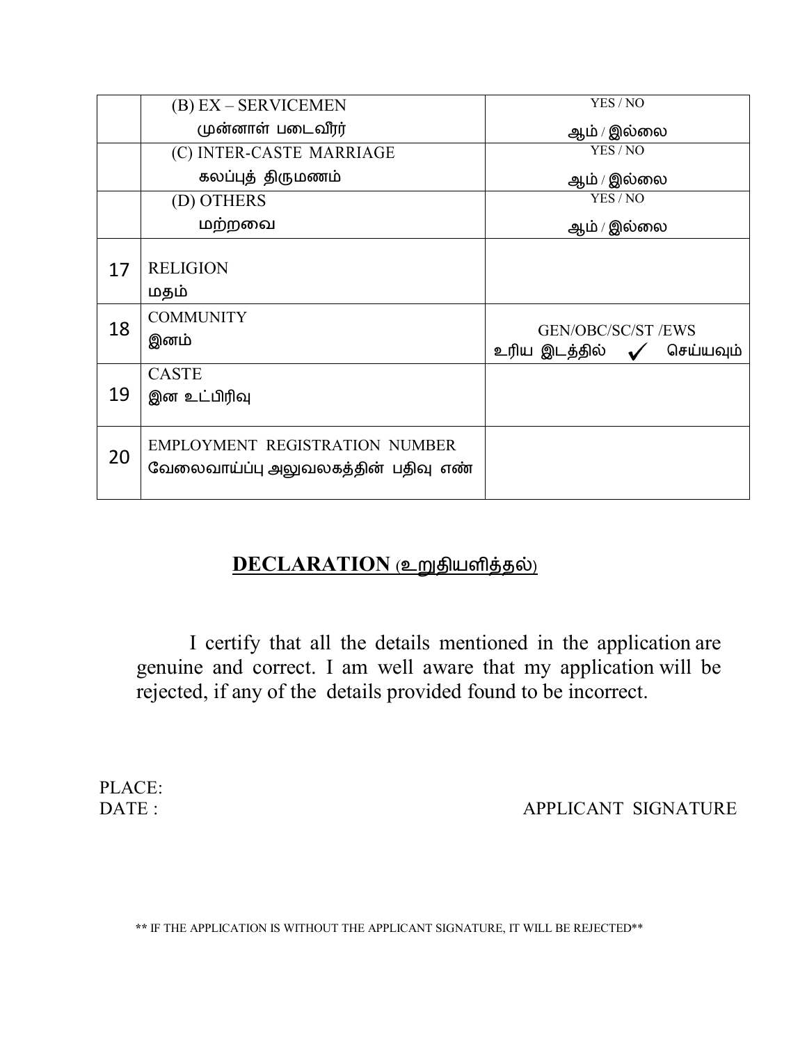| | | |
|---|---|---|
| | (B) EX – SERVICEMEN<br>முன்னாள் படைவீரர் | YES / NO<br>ஆம் / இல்லை |
| | (C) INTER-CASTE MARRIAGE<br>கலப்புத் திருமணம் | YES / NO<br>ஆம் / இல்லை |
| | (D) OTHERS<br>மற்றவை | YES / NO<br>ஆம் / இல்லை |
| 17 | RELIGION<br>மதம் | |
| 18 | COMMUNITY<br>இனம் | GEN/OBC/SC/ST /EWS<br>உரிய இடத்தில் ✓ செய்யவும் |
| 19 | CASTE<br>இன உட்பிரிவு | |
| 20 | EMPLOYMENT REGISTRATION NUMBER<br>வேலைவாய்ப்பு அலுவலகத்தின் பதிவு எண் | |

## **DECLARATION** (உறுதியளித்தல்)

I certify that all the details mentioned in the application are genuine and correct. I am well aware that my application will be rejected, if any of the details provided found to be incorrect.

PLACE:

DATE : APPLICANT SIGNATURE

** IF THE APPLICATION IS WITHOUT THE APPLICANT SIGNATURE, IT WILL BE REJECTED**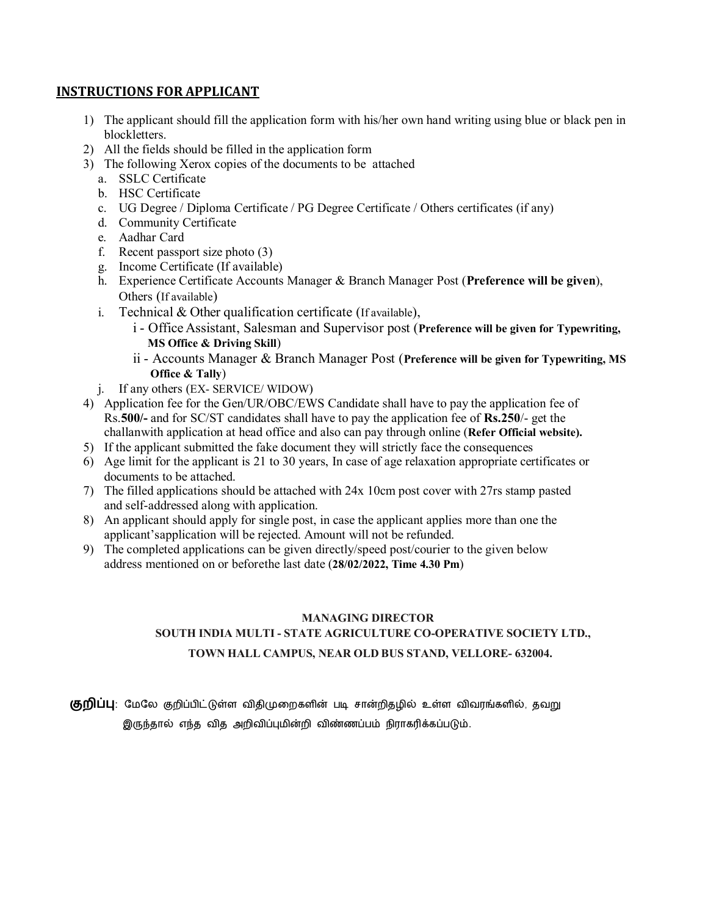## INSTRUCTIONS FOR APPLICANT

1) The applicant should fill the application form with his/her own hand writing using blue or black pen in blockletters.
2) All the fields should be filled in the application form
3) The following Xerox copies of the documents to be attached
   a. SSLC Certificate
   b. HSC Certificate
   c. UG Degree / Diploma Certificate / PG Degree Certificate / Others certificates (if any)
   d. Community Certificate
   e. Aadhar Card
   f. Recent passport size photo (3)
   g. Income Certificate (If available)
   h. Experience Certificate Accounts Manager & Branch Manager Post (**Preference will be given**), Others (If available)
   i. Technical & Other qualification certificate (If available),
      i - Office Assistant, Salesman and Supervisor post (**Preference will be given for Typewriting, MS Office & Driving Skill**)
      ii - Accounts Manager & Branch Manager Post (**Preference will be given for Typewriting, MS Office & Tally**)
   j. If any others (EX- SERVICE/ WIDOW)
4) Application fee for the Gen/UR/OBC/EWS Candidate shall have to pay the application fee of Rs.**500/-** and for SC/ST candidates shall have to pay the application fee of **Rs.250**/- get the challanwith application at head office and also can pay through online (**Refer Official website).**
5) If the applicant submitted the fake document they will strictly face the consequences
6) Age limit for the applicant is 21 to 30 years, In case of age relaxation appropriate certificates or documents to be attached.
7) The filled applications should be attached with 24x 10cm post cover with 27rs stamp pasted and self-addressed along with application.
8) An applicant should apply for single post, in case the applicant applies more than one the applicant'sapplication will be rejected. Amount will not be refunded.
9) The completed applications can be given directly/speed post/courier to the given below address mentioned on or beforethe last date (**28/02/2022, Time 4.30 Pm**)

**MANAGING DIRECTOR**
**SOUTH INDIA MULTI - STATE AGRICULTURE CO-OPERATIVE SOCIETY LTD.,**
**TOWN HALL CAMPUS, NEAR OLD BUS STAND, VELLORE- 632004.**

**குறிப்பு**: மேலே குறிப்பிட்டுள்ள விதிமுறைகளின் படி சான்றிதழில் உள்ள விவரங்களில், தவறு இருந்தால் எந்த வித அறிவிப்புமின்றி விண்ணப்பம் நிராகரிக்கப்படும்.